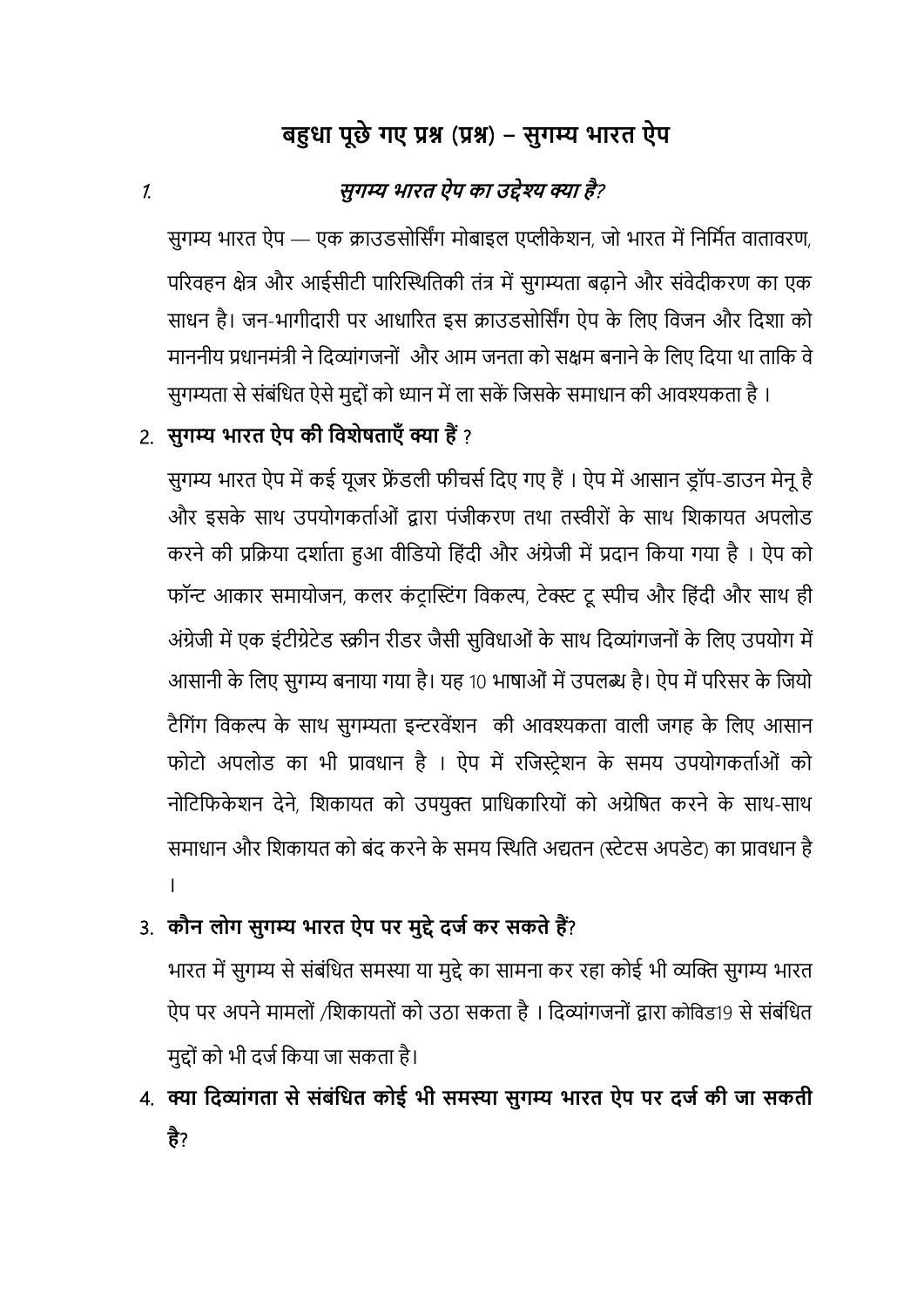# बहुधा पूछे गए प्रश्न (प्रश्न) – सुगम्य भारत ऐप

1. ***सुगम्य भारत ऐप का उद्देश्य क्या है?***

सुगम्य भारत ऐप — एक क्राउडसोर्सिंग मोबाइल एप्लीकेशन, जो भारत में निर्मित वातावरण, परिवहन क्षेत्र और आईसीटी पारिस्थितिकी तंत्र में सुगम्यता बढ़ाने और संवेदीकरण का एक साधन है। जन-भागीदारी पर आधारित इस क्राउडसोर्सिंग ऐप के लिए विजन और दिशा को माननीय प्रधानमंत्री ने दिव्यांगजनों और आम जनता को सक्षम बनाने के लिए दिया था ताकि वे सुगम्यता से संबंधित ऐसे मुद्दों को ध्यान में ला सकें जिसके समाधान की आवश्यकता है ।

2. **सुगम्य भारत ऐप की विशेषताएँ क्या हैं** ?

सुगम्य भारत ऐप में कई यूजर फ्रेंडली फीचर्स दिए गए हैं । ऐप में आसान ड्रॉप-डाउन मेनू है और इसके साथ उपयोगकर्ताओं द्वारा पंजीकरण तथा तस्वीरों के साथ शिकायत अपलोड करने की प्रक्रिया दर्शाता हुआ वीडियो हिंदी और अंग्रेजी में प्रदान किया गया है । ऐप को फॉन्ट आकार समायोजन, कलर कंट्रास्टिंग विकल्प, टेक्स्ट टू स्पीच और हिंदी और साथ ही अंग्रेजी में एक इंटीग्रेटेड स्क्रीन रीडर जैसी सुविधाओं के साथ दिव्यांगजनों के लिए उपयोग में आसानी के लिए सुगम्य बनाया गया है। यह 10 भाषाओं में उपलब्ध है। ऐप में परिसर के जियो टैगिंग विकल्प के साथ सुगम्यता इन्टरवेंशन की आवश्यकता वाली जगह के लिए आसान फोटो अपलोड का भी प्रावधान है । ऐप में रजिस्ट्रेशन के समय उपयोगकर्ताओं को नोटिफिकेशन देने, शिकायत को उपयुक्त प्राधिकारियों को अग्रेषित करने के साथ-साथ समाधान और शिकायत को बंद करने के समय स्थिति अद्यतन (स्टेटस अपडेट) का प्रावधान है ।

3. **कौन लोग सुगम्य भारत ऐप पर मुद्दे दर्ज कर सकते हैं**?

भारत में सुगम्य से संबंधित समस्या या मुद्दे का सामना कर रहा कोई भी व्यक्ति सुगम्य भारत ऐप पर अपने मामलों /शिकायतों को उठा सकता है । दिव्यांगजनों द्वारा कोविड19 से संबंधित मुद्दों को भी दर्ज किया जा सकता है।

4. **क्या दिव्यांगता से संबंधित कोई भी समस्या सुगम्य भारत ऐप पर दर्ज की जा सकती है**?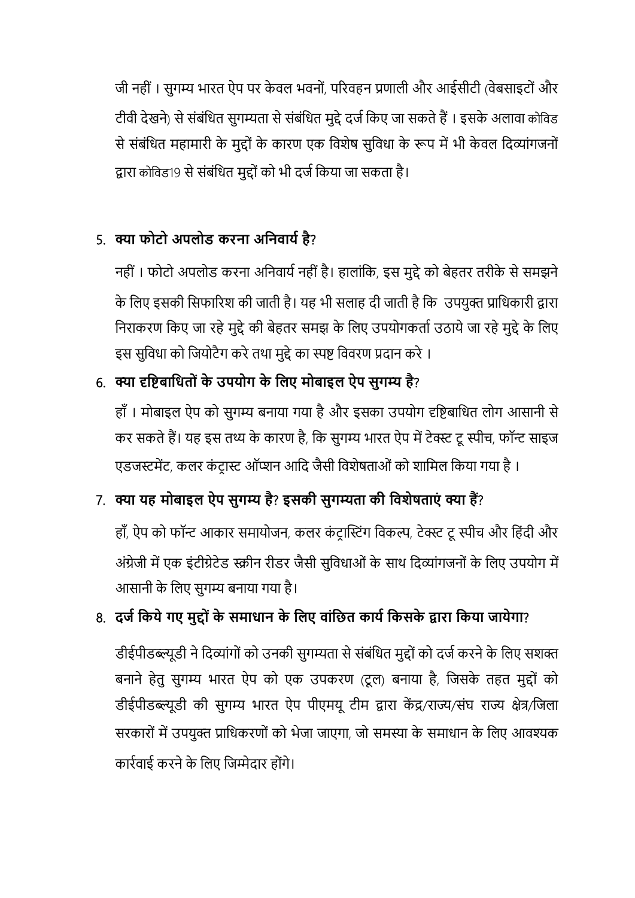जी नहीं । सुगम्य भारत ऐप पर केवल भवनों, परिवहन प्रणाली और आईसीटी (वेबसाइटों और टीवी देखने) से संबंधित सुगम्यता से संबंधित मुद्दे दर्ज किए जा सकते हैं । इसके अलावा कोविड से संबंधित महामारी के मुद्दों के कारण एक विशेष सुविधा के रूप में भी केवल दिव्यांगजनों द्वारा कोविड19 से संबंधित मुद्दों को भी दर्ज किया जा सकता है।

5. **क्या फोटो अपलोड करना अनिवार्य है**?

   नहीं । फोटो अपलोड करना अनिवार्य नहीं है। हालांकि, इस मुद्दे को बेहतर तरीके से समझने के लिए इसकी सिफारिश की जाती है। यह भी सलाह दी जाती है कि उपयुक्त प्राधिकारी द्वारा निराकरण किए जा रहे मुद्दे की बेहतर समझ के लिए उपयोगकर्ता उठाये जा रहे मुद्दे के लिए इस सुविधा को जियोटैग करे तथा मुद्दे का स्पष्ट विवरण प्रदान करे ।

6. **क्या दृष्टिबाधितों के उपयोग के लिए मोबाइल ऐप सुगम्य है**?

   हाँ । मोबाइल ऐप को सुगम्य बनाया गया है और इसका उपयोग दृष्टिबाधित लोग आसानी से कर सकते हैं। यह इस तथ्य के कारण है, कि सुगम्य भारत ऐप में टेक्स्ट टू स्पीच, फॉन्ट साइज एडजस्टमेंट, कलर कंट्रास्ट ऑप्शन आदि जैसी विशेषताओं को शामिल किया गया है ।

7. **क्या यह मोबाइल ऐप सुगम्य है**? **इसकी सुगम्यता की विशेषताएं क्या हैं**?

   हाँ, ऐप को फॉन्ट आकार समायोजन, कलर कंट्रास्टिंग विकल्प, टेक्स्ट टू स्पीच और हिंदी और अंग्रेजी में एक इंटीग्रेटेड स्क्रीन रीडर जैसी सुविधाओं के साथ दिव्यांगजनों के लिए उपयोग में आसानी के लिए सुगम्य बनाया गया है।

8. **दर्ज किये गए मुद्दों के समाधान के लिए वांछित कार्य किसके द्वारा किया जायेगा**?

   डीईपीडब्ल्यूडी ने दिव्यांगों को उनकी सुगम्यता से संबंधित मुद्दों को दर्ज करने के लिए सशक्त बनाने हेतु सुगम्य भारत ऐप को एक उपकरण (टूल) बनाया है, जिसके तहत मुद्दों को डीईपीडब्ल्यूडी की सुगम्य भारत ऐप पीएमयू टीम द्वारा केंद्र/राज्य/संघ राज्य क्षेत्र/जिला सरकारों में उपयुक्त प्राधिकरणों को भेजा जाएगा, जो समस्या के समाधान के लिए आवश्यक कार्रवाई करने के लिए जिम्मेदार होंगे।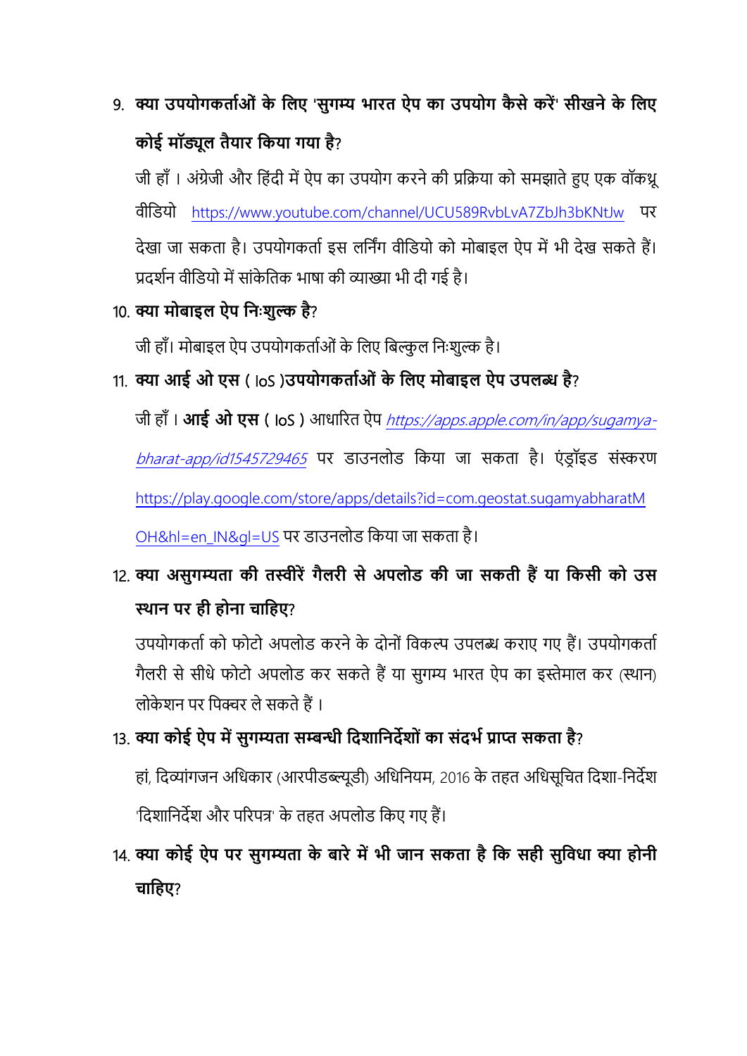9. **क्या उपयोगकर्ताओं के लिए 'सुगम्य भारत ऐप का उपयोग कैसे करें' सीखने के लिए कोई मॉड्यूल तैयार किया गया है**?

   जी हाँ । अंग्रेजी और हिंदी में ऐप का उपयोग करने की प्रक्रिया को समझाते हुए एक वॉकथ्रू वीडियो https://www.youtube.com/channel/UCU589RvbLvA7ZbJh3bKNtJw पर देखा जा सकता है। उपयोगकर्ता इस लर्निंग वीडियो को मोबाइल ऐप में भी देख सकते हैं। प्रदर्शन वीडियो में सांकेतिक भाषा की व्याख्या भी दी गई है।

10. **क्या मोबाइल ऐप निःशुल्क है**?

    जी हाँ। मोबाइल ऐप उपयोगकर्ताओं के लिए बिल्कुल निःशुल्क है।

11. **क्या आई ओ एस ( IoS )उपयोगकर्ताओं के लिए मोबाइल ऐप उपलब्ध है**?

    जी हाँ । **आई ओ एस ( IoS )** आधारित ऐप *https://apps.apple.com/in/app/sugamya-bharat-app/id1545729465* पर डाउनलोड किया जा सकता है। एंड्रॉइड संस्करण https://play.google.com/store/apps/details?id=com.geostat.sugamyabharatMOH&hl=en_IN&gl=US पर डाउनलोड किया जा सकता है।

12. **क्या असुगम्यता की तस्वीरें गैलरी से अपलोड की जा सकती हैं या किसी को उस स्थान पर ही होना चाहिए**?

    उपयोगकर्ता को फोटो अपलोड करने के दोनों विकल्प उपलब्ध कराए गए हैं। उपयोगकर्ता गैलरी से सीधे फोटो अपलोड कर सकते हैं या सुगम्य भारत ऐप का इस्तेमाल कर (स्थान) लोकेशन पर पिक्चर ले सकते हैं ।

13. **क्या कोई ऐप में सुगम्यता सम्बन्धी दिशानिर्देशों का संदर्भ प्राप्त सकता है**?

    हां, दिव्यांगजन अधिकार (आरपीडब्ल्यूडी) अधिनियम, 2016 के तहत अधिसूचित दिशा-निर्देश 'दिशानिर्देश और परिपत्र' के तहत अपलोड किए गए हैं।

14. **क्या कोई ऐप पर सुगम्यता के बारे में भी जान सकता है कि सही सुविधा क्या होनी चाहिए**?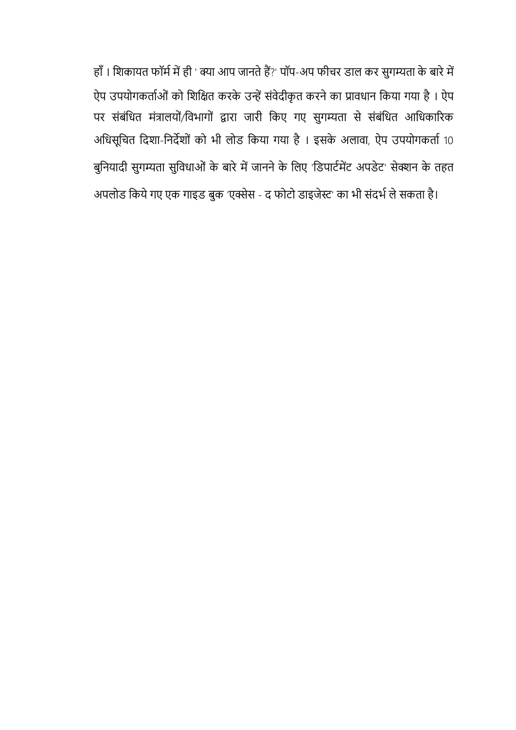हाँ । शिकायत फॉर्म में ही ' क्या आप जानते हैं?' पॉप-अप फीचर डाल कर सुगम्यता के बारे में ऐप उपयोगकर्ताओं को शिक्षित करके उन्हें संवेदीकृत करने का प्रावधान किया गया है । ऐप पर संबंधित मंत्रालयों/विभागों द्वारा जारी किए गए सुगम्यता से संबंधित आधिकारिक अधिसूचित दिशा-निर्देशों को भी लोड किया गया है । इसके अलावा, ऐप उपयोगकर्ता 10 बुनियादी सुगम्यता सुविधाओं के बारे में जानने के लिए 'डिपार्टमेंट अपडेट' सेक्शन के तहत अपलोड किये गए एक गाइड बुक 'एक्सेस - द फोटो डाइजेस्ट' का भी संदर्भ ले सकता है।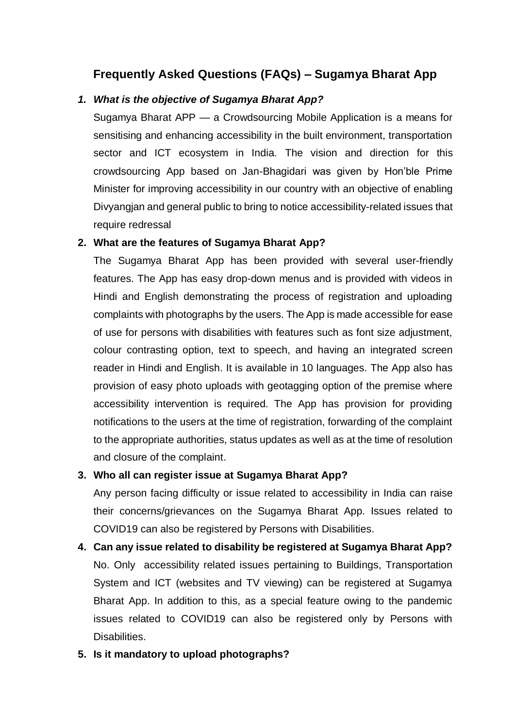## Frequently Asked Questions (FAQs) – Sugamya Bharat App

1. ***What is the objective of Sugamya Bharat App?***

   Sugamya Bharat APP — a Crowdsourcing Mobile Application is a means for sensitising and enhancing accessibility in the built environment, transportation sector and ICT ecosystem in India. The vision and direction for this crowdsourcing App based on Jan-Bhagidari was given by Hon'ble Prime Minister for improving accessibility in our country with an objective of enabling Divyangjan and general public to bring to notice accessibility-related issues that require redressal

2. **What are the features of Sugamya Bharat App?**

   The Sugamya Bharat App has been provided with several user-friendly features. The App has easy drop-down menus and is provided with videos in Hindi and English demonstrating the process of registration and uploading complaints with photographs by the users. The App is made accessible for ease of use for persons with disabilities with features such as font size adjustment, colour contrasting option, text to speech, and having an integrated screen reader in Hindi and English. It is available in 10 languages. The App also has provision of easy photo uploads with geotagging option of the premise where accessibility intervention is required. The App has provision for providing notifications to the users at the time of registration, forwarding of the complaint to the appropriate authorities, status updates as well as at the time of resolution and closure of the complaint.

3. **Who all can register issue at Sugamya Bharat App?**

   Any person facing difficulty or issue related to accessibility in India can raise their concerns/grievances on the Sugamya Bharat App. Issues related to COVID19 can also be registered by Persons with Disabilities.

4. **Can any issue related to disability be registered at Sugamya Bharat App?**

   No. Only accessibility related issues pertaining to Buildings, Transportation System and ICT (websites and TV viewing) can be registered at Sugamya Bharat App. In addition to this, as a special feature owing to the pandemic issues related to COVID19 can also be registered only by Persons with Disabilities.

5. **Is it mandatory to upload photographs?**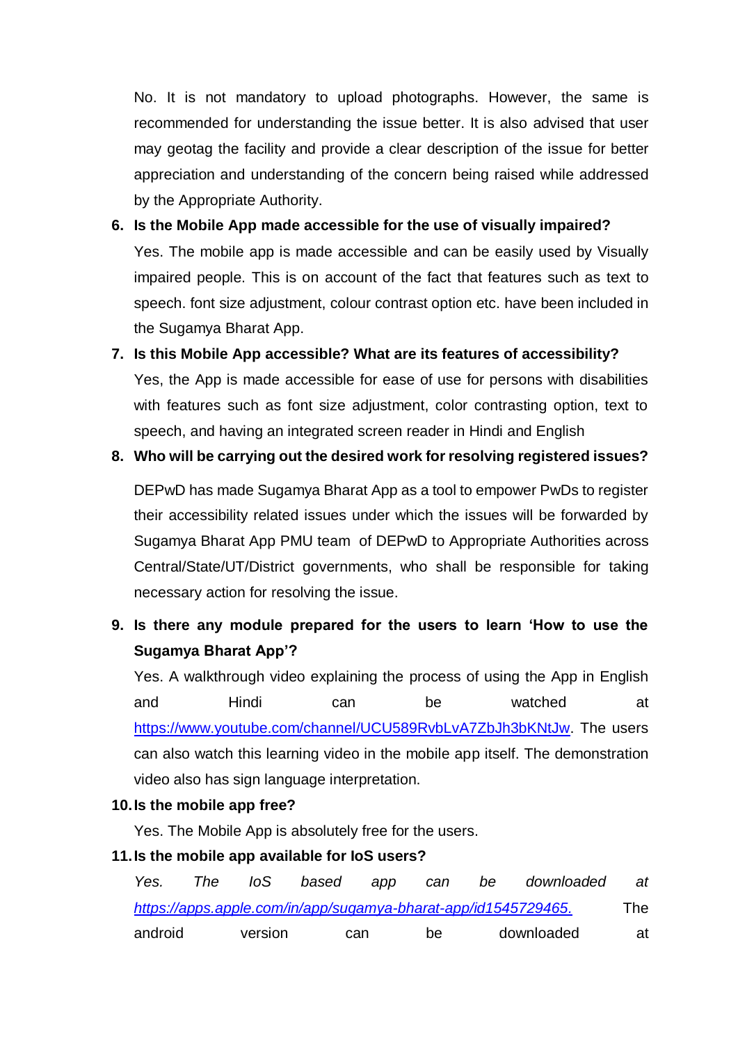No. It is not mandatory to upload photographs. However, the same is recommended for understanding the issue better. It is also advised that user may geotag the facility and provide a clear description of the issue for better appreciation and understanding of the concern being raised while addressed by the Appropriate Authority.

6. **Is the Mobile App made accessible for the use of visually impaired?**

   Yes. The mobile app is made accessible and can be easily used by Visually impaired people. This is on account of the fact that features such as text to speech. font size adjustment, colour contrast option etc. have been included in the Sugamya Bharat App.

7. **Is this Mobile App accessible? What are its features of accessibility?**

   Yes, the App is made accessible for ease of use for persons with disabilities with features such as font size adjustment, color contrasting option, text to speech, and having an integrated screen reader in Hindi and English

8. **Who will be carrying out the desired work for resolving registered issues?**

   DEPwD has made Sugamya Bharat App as a tool to empower PwDs to register their accessibility related issues under which the issues will be forwarded by Sugamya Bharat App PMU team of DEPwD to Appropriate Authorities across Central/State/UT/District governments, who shall be responsible for taking necessary action for resolving the issue.

9. **Is there any module prepared for the users to learn 'How to use the Sugamya Bharat App'?**

   Yes. A walkthrough video explaining the process of using the App in English and Hindi can be watched at https://www.youtube.com/channel/UCU589RvbLvA7ZbJh3bKNtJw. The users can also watch this learning video in the mobile app itself. The demonstration video also has sign language interpretation.

10. **Is the mobile app free?**

    Yes. The Mobile App is absolutely free for the users.

11. **Is the mobile app available for IoS users?**

    *Yes. The IoS based app can be downloaded at https://apps.apple.com/in/app/sugamya-bharat-app/id1545729465.* The android version can be downloaded at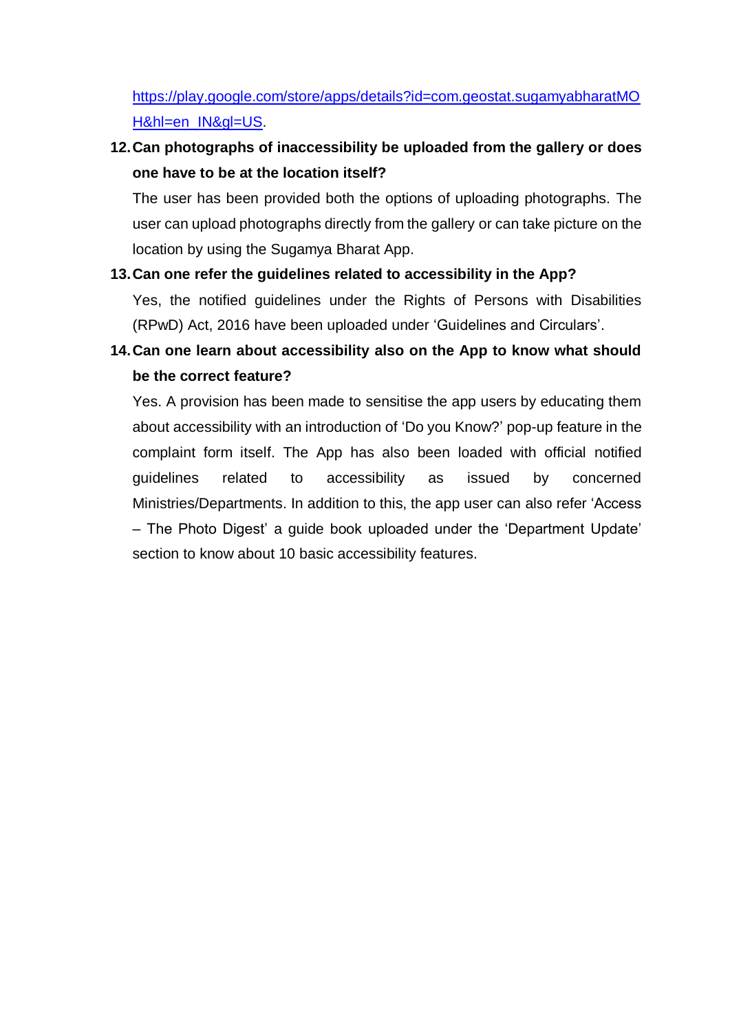https://play.google.com/store/apps/details?id=com.geostat.sugamyabharatMOH&hl=en_IN&gl=US.

12. **Can photographs of inaccessibility be uploaded from the gallery or does one have to be at the location itself?**

    The user has been provided both the options of uploading photographs. The user can upload photographs directly from the gallery or can take picture on the location by using the Sugamya Bharat App.

13. **Can one refer the guidelines related to accessibility in the App?**

    Yes, the notified guidelines under the Rights of Persons with Disabilities (RPwD) Act, 2016 have been uploaded under 'Guidelines and Circulars'.

14. **Can one learn about accessibility also on the App to know what should be the correct feature?**

    Yes. A provision has been made to sensitise the app users by educating them about accessibility with an introduction of 'Do you Know?' pop-up feature in the complaint form itself. The App has also been loaded with official notified guidelines related to accessibility as issued by concerned Ministries/Departments. In addition to this, the app user can also refer 'Access – The Photo Digest' a guide book uploaded under the 'Department Update' section to know about 10 basic accessibility features.